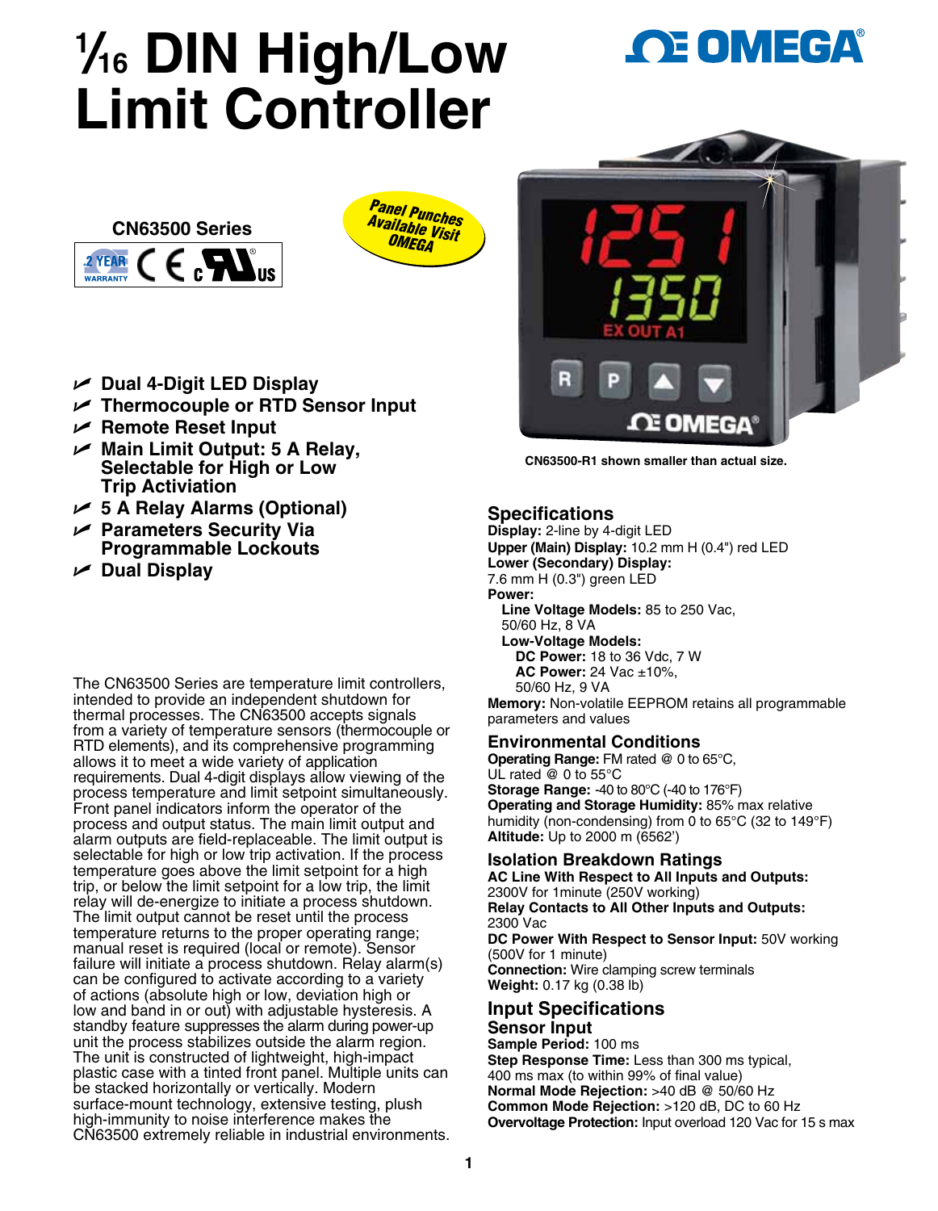# 1⁄16 DIN High/Low Limit Controller

**CN63500 Series**

Panel Punches Available Visit OMEGA

- Dual 4-Digit LED Display
- Thermocouple or RTD Sensor Input
- Remote Reset Input
- Main Limit Output: 5 A Relay, Selectable for High or Low Trip Activiation
- 5 A Relay Alarms (Optional)
- Parameters Security Via Programmable Lockouts
- Dual Display

The CN63500 Series are temperature limit controllers, intended to provide an independent shutdown for thermal processes. The CN63500 accepts signals from a variety of temperature sensors (thermocouple or RTD elements), and its comprehensive programming allows it to meet a wide variety of application requirements. Dual 4-digit displays allow viewing of the process temperature and limit setpoint simultaneously. Front panel indicators inform the operator of the process and output status. The main limit output and alarm outputs are field-replaceable. The limit output is selectable for high or low trip activation. If the process temperature goes above the limit setpoint for a high trip, or below the limit setpoint for a low trip, the limit relay will de-energize to initiate a process shutdown. The limit output cannot be reset until the process temperature returns to the proper operating range; manual reset is required (local or remote). Sensor failure will initiate a process shutdown. Relay alarm(s) can be configured to activate according to a variety of actions (absolute high or low, deviation high or low and band in or out) with adjustable hysteresis. A standby feature suppresses the alarm during power-up unit the process stabilizes outside the alarm region. The unit is constructed of lightweight, high-impact plastic case with a tinted front panel. Multiple units can be stacked horizontally or vertically. Modern surface-mount technology, extensive testing, plush high-immunity to noise interference makes the CN63500 extremely reliable in industrial environments.

CN63500-R1 shown smaller than actual size.

## Specifications

**Display:** 2-line by 4-digit LED
**Upper (Main) Display:** 10.2 mm H (0.4") red LED
**Lower (Secondary) Display:** 7.6 mm H (0.3") green LED
**Power:**
- **Line Voltage Models:** 85 to 250 Vac, 50/60 Hz, 8 VA
- **Low-Voltage Models:**
  - **DC Power:** 18 to 36 Vdc, 7 W
  - **AC Power:** 24 Vac ±10%, 50/60 Hz, 9 VA

**Memory:** Non-volatile EEPROM retains all programmable parameters and values

### Environmental Conditions

**Operating Range:** FM rated @ 0 to 65°C, UL rated @ 0 to 55°C
**Storage Range:** -40 to 80°C (-40 to 176°F)
**Operating and Storage Humidity:** 85% max relative humidity (non-condensing) from 0 to 65°C (32 to 149°F)
**Altitude:** Up to 2000 m (6562')

### Isolation Breakdown Ratings

**AC Line With Respect to All Inputs and Outputs:** 2300V for 1minute (250V working)
**Relay Contacts to All Other Inputs and Outputs:** 2300 Vac
**DC Power With Respect to Sensor Input:** 50V working (500V for 1 minute)
**Connection:** Wire clamping screw terminals
**Weight:** 0.17 kg (0.38 lb)

### Input Specifications

#### Sensor Input

**Sample Period:** 100 ms
**Step Response Time:** Less than 300 ms typical, 400 ms max (to within 99% of final value)
**Normal Mode Rejection:** >40 dB @ 50/60 Hz
**Common Mode Rejection:** >120 dB, DC to 60 Hz
**Overvoltage Protection:** Input overload 120 Vac for 15 s max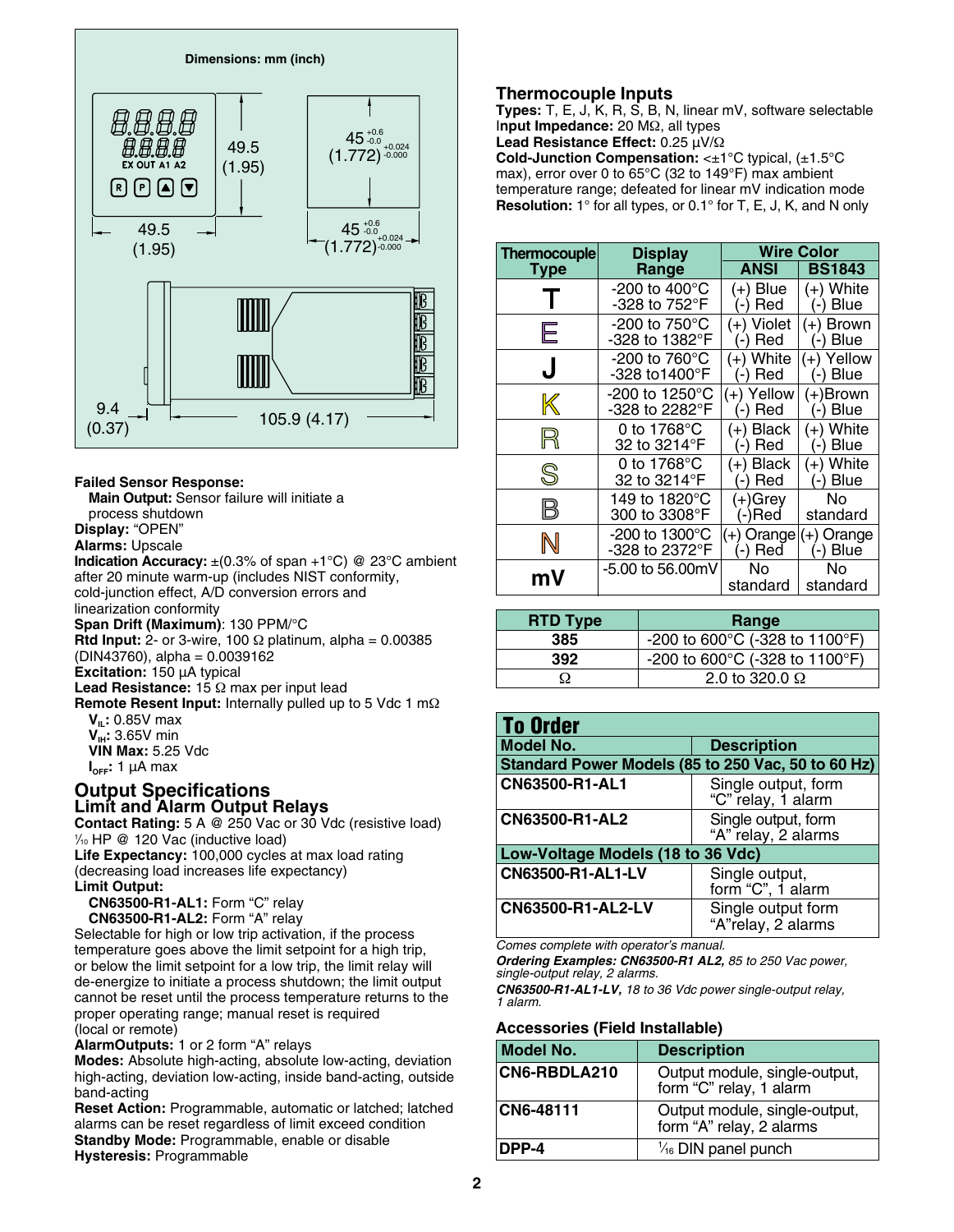Dimensions: mm (inch)

49.5 (1.95)

49.5 (1.95)

45 +0.6 -0.0 (1.772) +0.024 -0.000

45 +0.6 -0.0 (1.772) +0.024 -0.000

9.4 (0.37)

105.9 (4.17)

**Failed Sensor Response:**

**Main Output:** Sensor failure will initiate a process shutdown

**Display:** "OPEN"

**Alarms:** Upscale

**Indication Accuracy:** ±(0.3% of span +1°C) @ 23°C ambient after 20 minute warm-up (includes NIST conformity, cold-junction effect, A/D conversion errors and linearization conformity

**Span Drift (Maximum)**: 130 PPM/°C

**Rtd Input:** 2- or 3-wire, 100 Ω platinum, alpha = 0.00385 (DIN43760), alpha = 0.0039162

**Excitation:** 150 µA typical

**Lead Resistance:** 15 Ω max per input lead

**Remote Resent Input:** Internally pulled up to 5 Vdc 1 mΩ

$V_{IL}$: 0.85V max

$V_{IH}$: 3.65V min

**VIN Max:** 5.25 Vdc

$I_{OFF}$: 1 µA max

## Output Specifications

### Limit and Alarm Output Relays

**Contact Rating:** 5 A @ 250 Vac or 30 Vdc (resistive load) 1⁄10 HP @ 120 Vac (inductive load)

**Life Expectancy:** 100,000 cycles at max load rating (decreasing load increases life expectancy)

**Limit Output:**

**CN63500-R1-AL1:** Form "C" relay

**CN63500-R1-AL2:** Form "A" relay

Selectable for high or low trip activation, if the process temperature goes above the limit setpoint for a high trip, or below the limit setpoint for a low trip, the limit relay will de-energize to initiate a process shutdown; the limit output cannot be reset until the process temperature returns to the proper operating range; manual reset is required (local or remote)

**AlarmOutputs:** 1 or 2 form "A" relays

**Modes:** Absolute high-acting, absolute low-acting, deviation high-acting, deviation low-acting, inside band-acting, outside band-acting

**Reset Action:** Programmable, automatic or latched; latched alarms can be reset regardless of limit exceed condition

**Standby Mode:** Programmable, enable or disable

**Hysteresis:** Programmable

## Thermocouple Inputs

**Types:** T, E, J, K, R, S, B, N, linear mV, software selectable

**Input Impedance:** 20 MΩ, all types

**Lead Resistance Effect:** 0.25 µV/Ω

**Cold-Junction Compensation:** <±1°C typical, (±1.5°C max), error over 0 to 65°C (32 to 149°F) max ambient temperature range; defeated for linear mV indication mode

**Resolution:** 1° for all types, or 0.1° for T, E, J, K, and N only

| Thermocouple Type | Display Range | Wire Color | |
|---|---|---|---|
| | | ANSI | BS1843 |
| T | -200 to 400°C<br>-328 to 752°F | (+) Blue<br>(-) Red | (+) White<br>(-) Blue |
| E | -200 to 750°C<br>-328 to 1382°F | (+) Violet<br>(-) Red | (+) Brown<br>(-) Blue |
| J | -200 to 760°C<br>-328 to1400°F | (+) White<br>(-) Red | (+) Yellow<br>(-) Blue |
| K | -200 to 1250°C<br>-328 to 2282°F | (+) Yellow<br>(-) Red | (+)Brown<br>(-) Blue |
| R | 0 to 1768°C<br>32 to 3214°F | (+) Black<br>(-) Red | (+) White<br>(-) Blue |
| S | 0 to 1768°C<br>32 to 3214°F | (+) Black<br>(-) Red | (+) White<br>(-) Blue |
| B | 149 to 1820°C<br>300 to 3308°F | (+)Grey<br>(-)Red | No standard |
| N | -200 to 1300°C<br>-328 to 2372°F | (+) Orange<br>(-) Red | (+) Orange<br>(-) Blue |
| mV | -5.00 to 56.00mV | No standard | No standard |

| RTD Type | Range |
|---|---|
| 385 | -200 to 600°C (-328 to 1100°F) |
| 392 | -200 to 600°C (-328 to 1100°F) |
| Ω | 2.0 to 320.0 Ω |

## To Order

| Model No. | Description |
|---|---|
| **Standard Power Models (85 to 250 Vac, 50 to 60 Hz)** | |
| CN63500-R1-AL1 | Single output, form "C" relay, 1 alarm |
| CN63500-R1-AL2 | Single output, form "A" relay, 2 alarms |
| **Low-Voltage Models (18 to 36 Vdc)** | |
| CN63500-R1-AL1-LV | Single output, form "C", 1 alarm |
| CN63500-R1-AL2-LV | Single output form "A"relay, 2 alarms |

*Comes complete with operator's manual.*

***Ordering Examples: CN63500-R1 AL2**, 85 to 250 Vac power, single-output relay, 2 alarms.*

***CN63500-R1-AL1-LV,** 18 to 36 Vdc power single-output relay, 1 alarm.*

### Accessories (Field Installable)

| Model No. | Description |
|---|---|
| CN6-RBDLA210 | Output module, single-output, form "C" relay, 1 alarm |
| CN6-48111 | Output module, single-output, form "A" relay, 2 alarms |
| DPP-4 | 1⁄16 DIN panel punch |